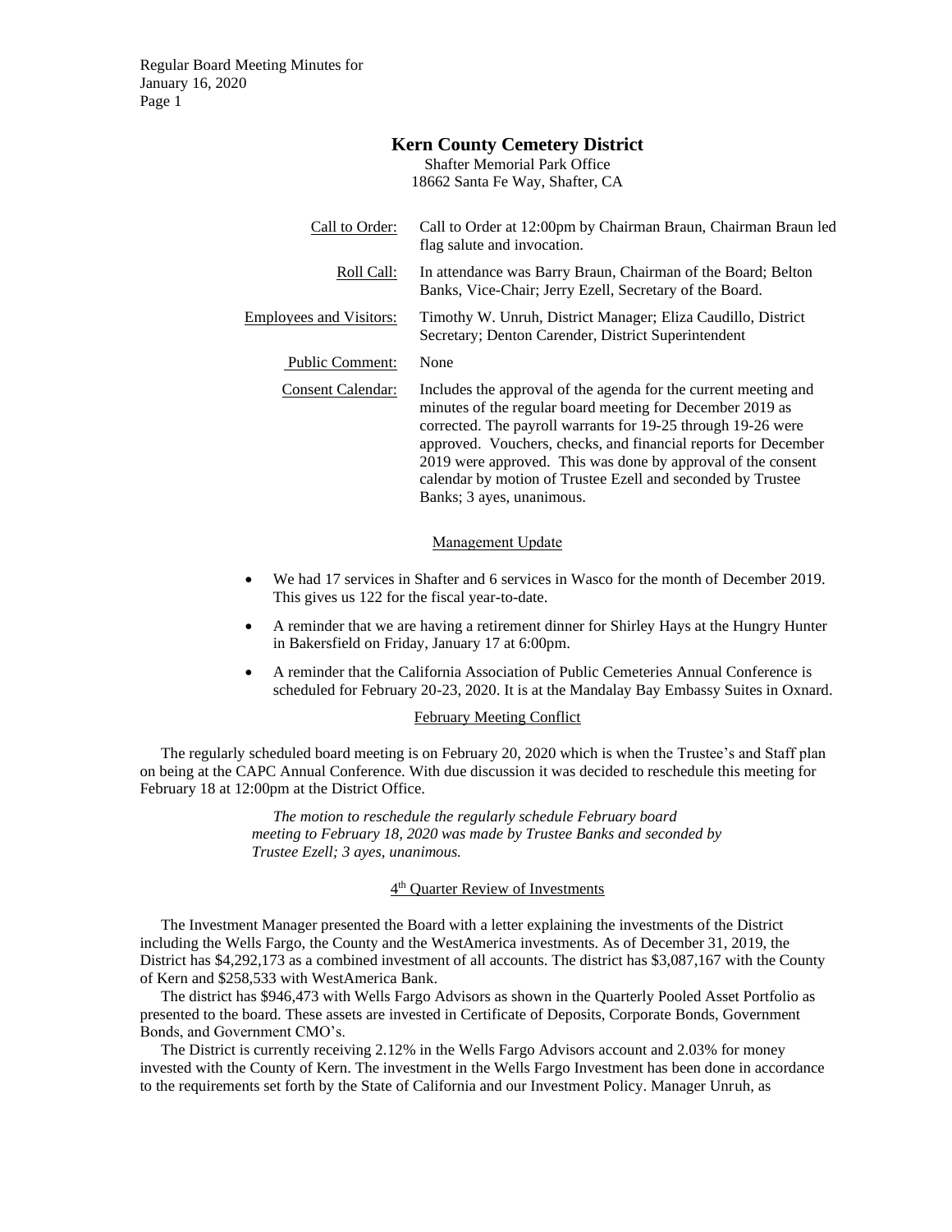# Kern County Cemetery District

Shafter Memorial Park Office
18662 Santa Fe Way, Shafter, CA

| | |
|---|---|
| Call to Order: | Call to Order at 12:00pm by Chairman Braun, Chairman Braun led flag salute and invocation. |
| Roll Call: | In attendance was Barry Braun, Chairman of the Board; Belton Banks, Vice-Chair; Jerry Ezell, Secretary of the Board. |
| Employees and Visitors: | Timothy W. Unruh, District Manager; Eliza Caudillo, District Secretary; Denton Carender, District Superintendent |
| Public Comment: | None |
| Consent Calendar: | Includes the approval of the agenda for the current meeting and minutes of the regular board meeting for December 2019 as corrected. The payroll warrants for 19-25 through 19-26 were approved. Vouchers, checks, and financial reports for December 2019 were approved. This was done by approval of the consent calendar by motion of Trustee Ezell and seconded by Trustee Banks; 3 ayes, unanimous. |

## Management Update

- We had 17 services in Shafter and 6 services in Wasco for the month of December 2019. This gives us 122 for the fiscal year-to-date.
- A reminder that we are having a retirement dinner for Shirley Hays at the Hungry Hunter in Bakersfield on Friday, January 17 at 6:00pm.
- A reminder that the California Association of Public Cemeteries Annual Conference is scheduled for February 20-23, 2020. It is at the Mandalay Bay Embassy Suites in Oxnard.

## February Meeting Conflict

The regularly scheduled board meeting is on February 20, 2020 which is when the Trustee's and Staff plan on being at the CAPC Annual Conference. With due discussion it was decided to reschedule this meeting for February 18 at 12:00pm at the District Office.

*The motion to reschedule the regularly schedule February board meeting to February 18, 2020 was made by Trustee Banks and seconded by Trustee Ezell; 3 ayes, unanimous.*

## 4th Quarter Review of Investments

The Investment Manager presented the Board with a letter explaining the investments of the District including the Wells Fargo, the County and the WestAmerica investments. As of December 31, 2019, the District has $4,292,173 as a combined investment of all accounts. The district has $3,087,167 with the County of Kern and $258,533 with WestAmerica Bank.

The district has $946,473 with Wells Fargo Advisors as shown in the Quarterly Pooled Asset Portfolio as presented to the board. These assets are invested in Certificate of Deposits, Corporate Bonds, Government Bonds, and Government CMO's.

The District is currently receiving 2.12% in the Wells Fargo Advisors account and 2.03% for money invested with the County of Kern. The investment in the Wells Fargo Investment has been done in accordance to the requirements set forth by the State of California and our Investment Policy. Manager Unruh, as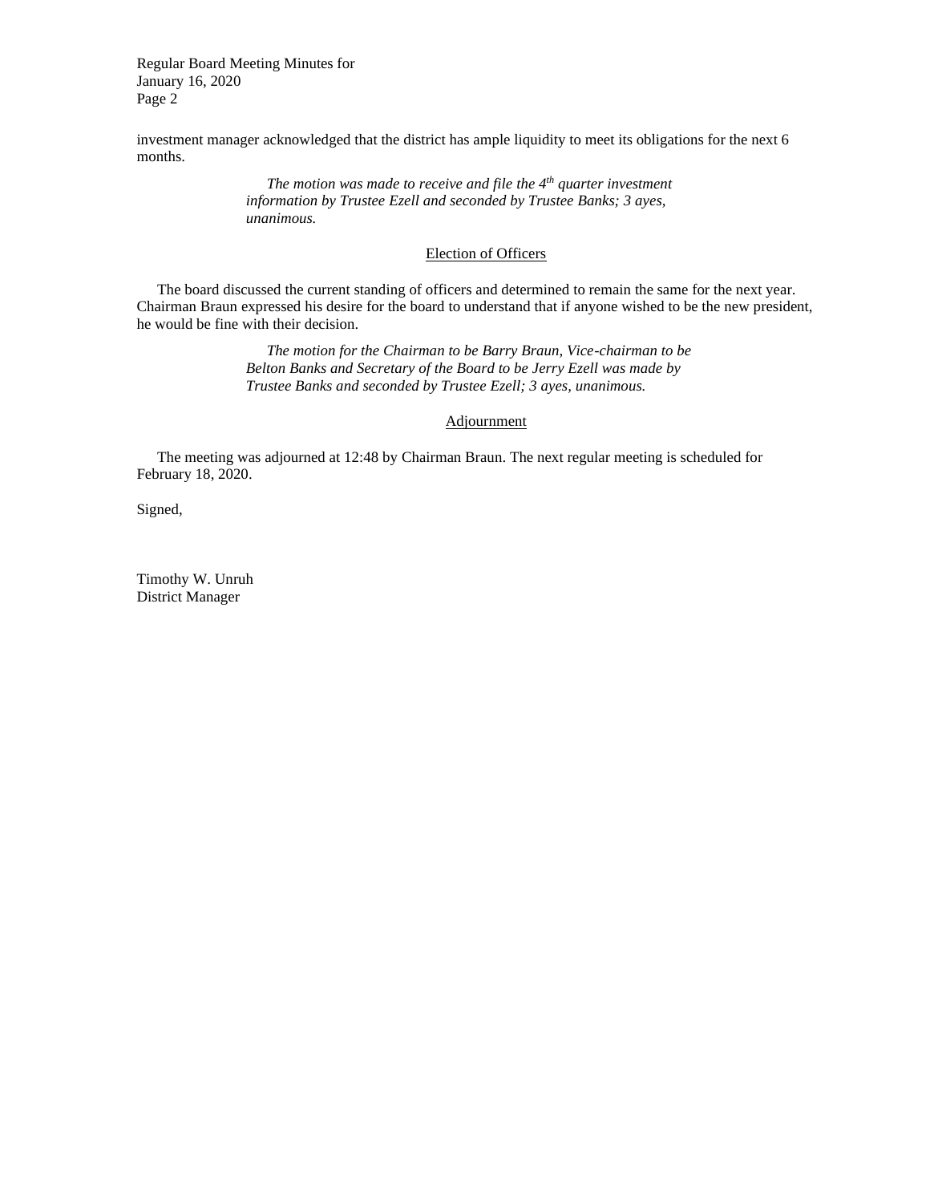investment manager acknowledged that the district has ample liquidity to meet its obligations for the next 6 months.

> *The motion was made to receive and file the 4th quarter investment information by Trustee Ezell and seconded by Trustee Banks; 3 ayes, unanimous.*

## Election of Officers

The board discussed the current standing of officers and determined to remain the same for the next year. Chairman Braun expressed his desire for the board to understand that if anyone wished to be the new president, he would be fine with their decision.

> *The motion for the Chairman to be Barry Braun, Vice-chairman to be Belton Banks and Secretary of the Board to be Jerry Ezell was made by Trustee Banks and seconded by Trustee Ezell; 3 ayes, unanimous.*

## Adjournment

The meeting was adjourned at 12:48 by Chairman Braun. The next regular meeting is scheduled for February 18, 2020.

Signed,

Timothy W. Unruh
District Manager